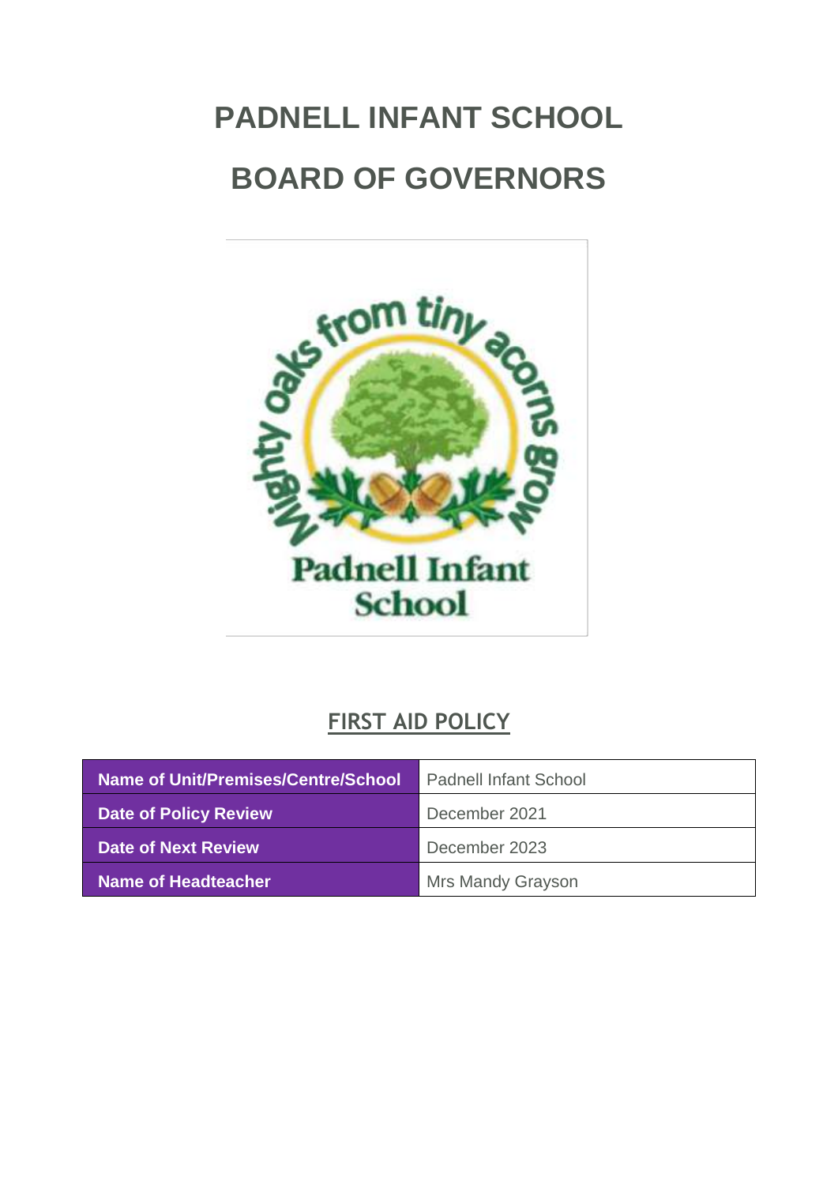# PADNELL INFANT SCHOOL

# BOARD OF GOVERNORS

## FIRST AID POLICY

| Name of Unit/Premises/Centre/School | Padnell Infant School |
|---|---|
| Date of Policy Review | December 2021 |
| Date of Next Review | December 2023 |
| Name of Headteacher | Mrs Mandy Grayson |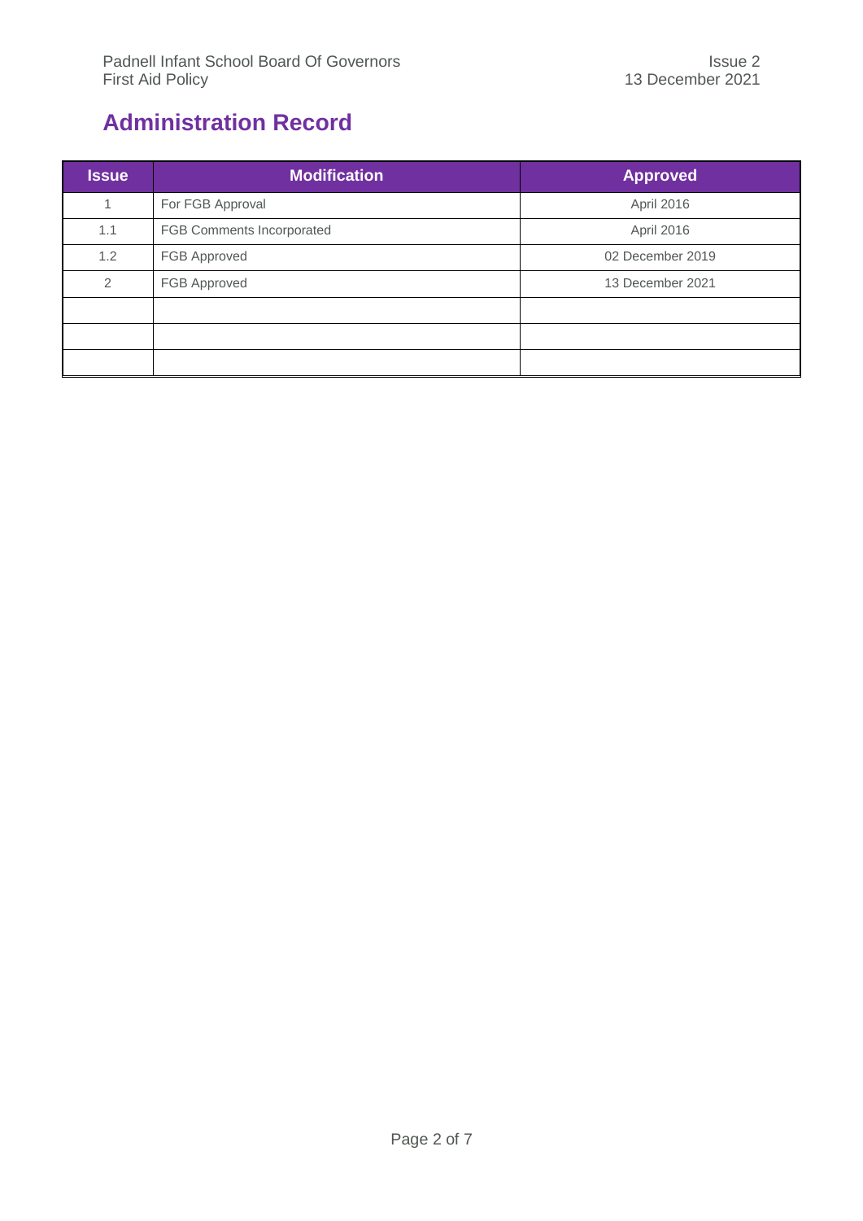## Administration Record

| Issue | Modification | Approved |
|---|---|---|
| 1 | For FGB Approval | April 2016 |
| 1.1 | FGB Comments Incorporated | April 2016 |
| 1.2 | FGB Approved | 02 December 2019 |
| 2 | FGB Approved | 13 December 2021 |
| | | |
| | | |
| | | |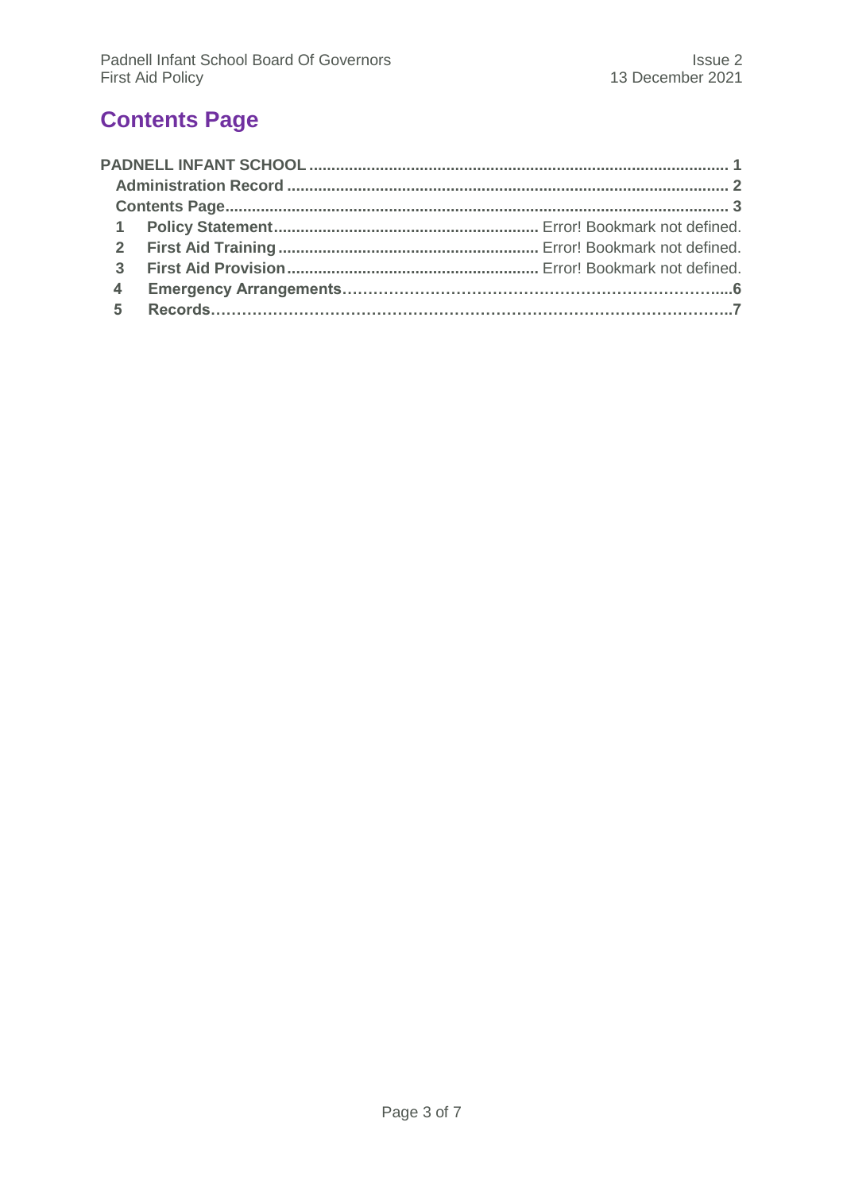# Contents Page

**PADNELL INFANT SCHOOL** .......... **1**

**Administration Record** .......... **2**

**Contents Page** .......... **3**

**1 Policy Statement** .......... Error! Bookmark not defined.

**2 First Aid Training** .......... Error! Bookmark not defined.

**3 First Aid Provision** .......... Error! Bookmark not defined.

**4 Emergency Arrangements** .......... **6**

**5 Records** .......... **7**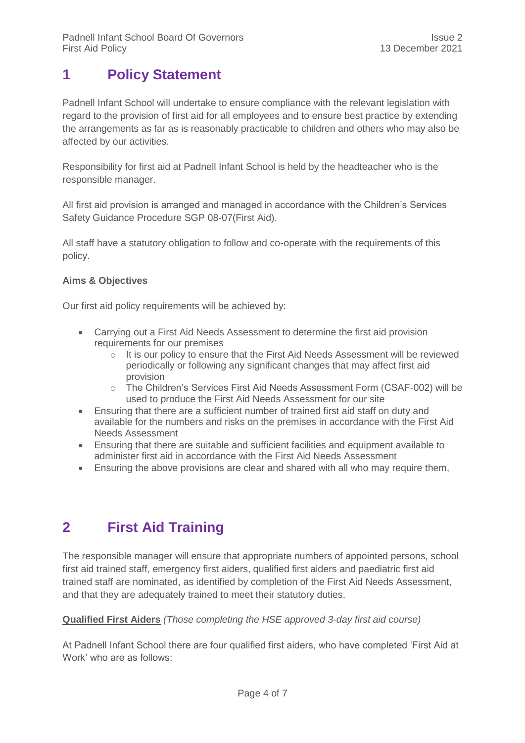# 1 Policy Statement

Padnell Infant School will undertake to ensure compliance with the relevant legislation with regard to the provision of first aid for all employees and to ensure best practice by extending the arrangements as far as is reasonably practicable to children and others who may also be affected by our activities.

Responsibility for first aid at Padnell Infant School is held by the headteacher who is the responsible manager.

All first aid provision is arranged and managed in accordance with the Children's Services Safety Guidance Procedure SGP 08-07(First Aid).

All staff have a statutory obligation to follow and co-operate with the requirements of this policy.

**Aims & Objectives**

Our first aid policy requirements will be achieved by:

- Carrying out a First Aid Needs Assessment to determine the first aid provision requirements for our premises
    - It is our policy to ensure that the First Aid Needs Assessment will be reviewed periodically or following any significant changes that may affect first aid provision
    - The Children's Services First Aid Needs Assessment Form (CSAF-002) will be used to produce the First Aid Needs Assessment for our site
- Ensuring that there are a sufficient number of trained first aid staff on duty and available for the numbers and risks on the premises in accordance with the First Aid Needs Assessment
- Ensuring that there are suitable and sufficient facilities and equipment available to administer first aid in accordance with the First Aid Needs Assessment
- Ensuring the above provisions are clear and shared with all who may require them,

# 2 First Aid Training

The responsible manager will ensure that appropriate numbers of appointed persons, school first aid trained staff, emergency first aiders, qualified first aiders and paediatric first aid trained staff are nominated, as identified by completion of the First Aid Needs Assessment, and that they are adequately trained to meet their statutory duties.

**Qualified First Aiders** *(Those completing the HSE approved 3-day first aid course)*

At Padnell Infant School there are four qualified first aiders, who have completed 'First Aid at Work' who are as follows: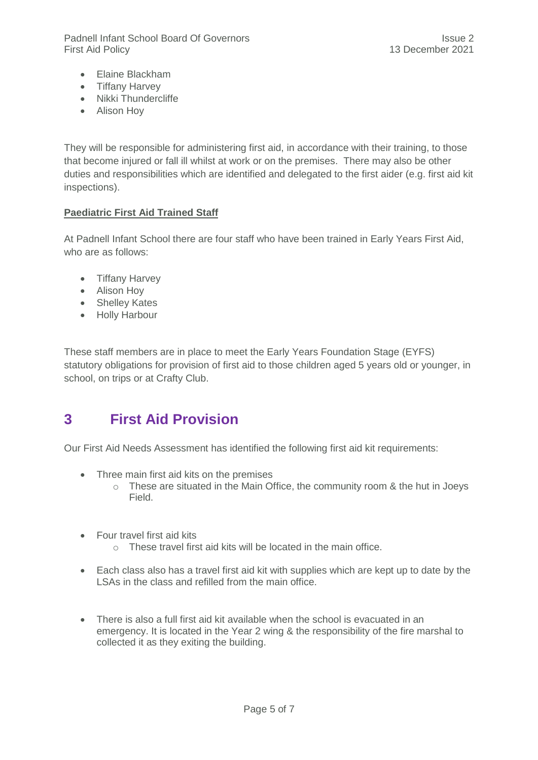- Elaine Blackham
- Tiffany Harvey
- Nikki Thundercliffe
- Alison Hoy

They will be responsible for administering first aid, in accordance with their training, to those that become injured or fall ill whilst at work or on the premises. There may also be other duties and responsibilities which are identified and delegated to the first aider (e.g. first aid kit inspections).

**Paediatric First Aid Trained Staff**

At Padnell Infant School there are four staff who have been trained in Early Years First Aid, who are as follows:

- Tiffany Harvey
- Alison Hoy
- Shelley Kates
- Holly Harbour

These staff members are in place to meet the Early Years Foundation Stage (EYFS) statutory obligations for provision of first aid to those children aged 5 years old or younger, in school, on trips or at Crafty Club.

# 3 First Aid Provision

Our First Aid Needs Assessment has identified the following first aid kit requirements:

- Three main first aid kits on the premises
  - These are situated in the Main Office, the community room & the hut in Joeys Field.

- Four travel first aid kits
  - These travel first aid kits will be located in the main office.

- Each class also has a travel first aid kit with supplies which are kept up to date by the LSAs in the class and refilled from the main office.

- There is also a full first aid kit available when the school is evacuated in an emergency. It is located in the Year 2 wing & the responsibility of the fire marshal to collected it as they exiting the building.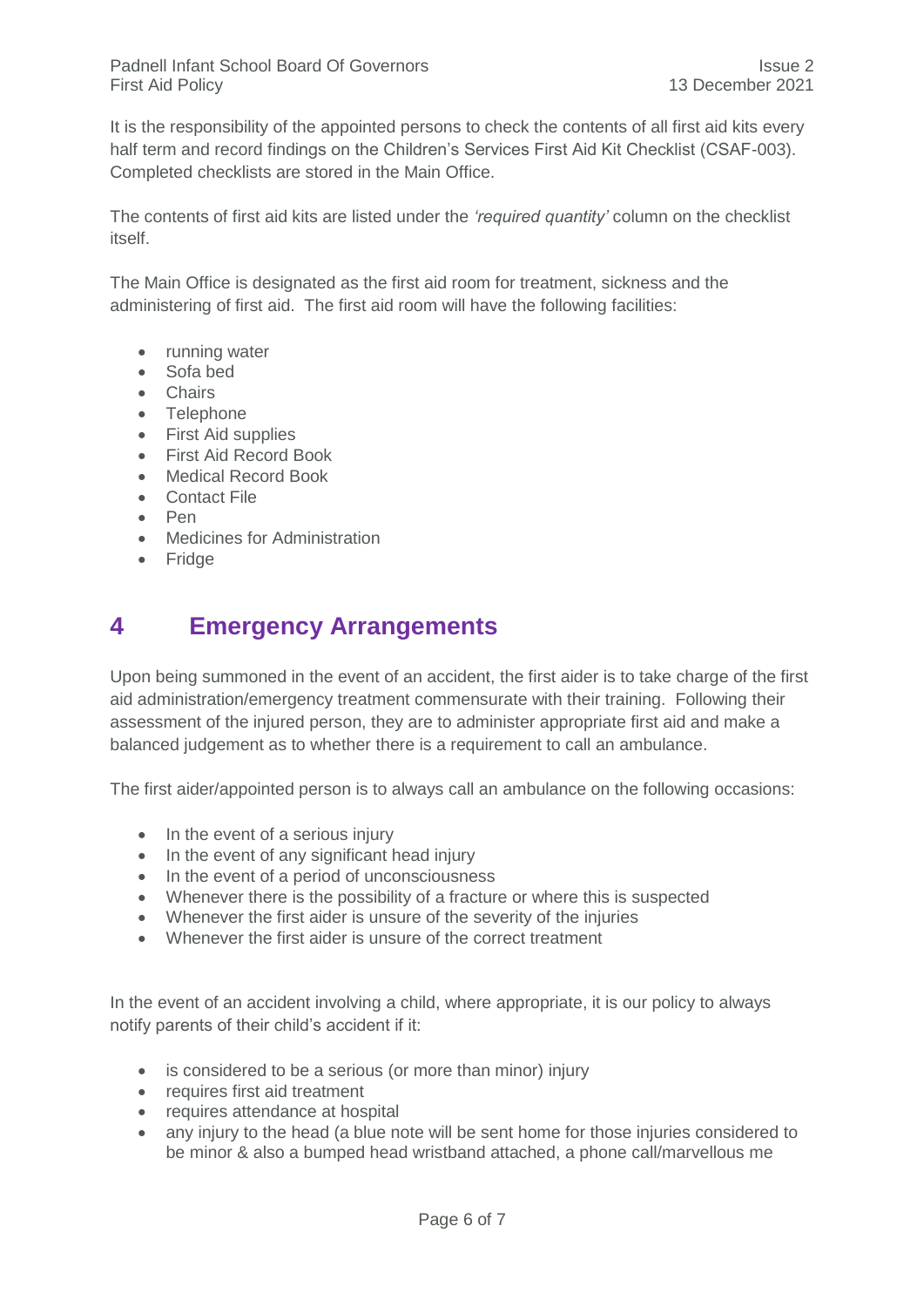It is the responsibility of the appointed persons to check the contents of all first aid kits every half term and record findings on the Children's Services First Aid Kit Checklist (CSAF-003). Completed checklists are stored in the Main Office.

The contents of first aid kits are listed under the *'required quantity'* column on the checklist itself.

The Main Office is designated as the first aid room for treatment, sickness and the administering of first aid. The first aid room will have the following facilities:

- running water
- Sofa bed
- Chairs
- Telephone
- First Aid supplies
- First Aid Record Book
- Medical Record Book
- Contact File
- Pen
- Medicines for Administration
- Fridge

## 4 Emergency Arrangements

Upon being summoned in the event of an accident, the first aider is to take charge of the first aid administration/emergency treatment commensurate with their training. Following their assessment of the injured person, they are to administer appropriate first aid and make a balanced judgement as to whether there is a requirement to call an ambulance.

The first aider/appointed person is to always call an ambulance on the following occasions:

- In the event of a serious injury
- In the event of any significant head injury
- In the event of a period of unconsciousness
- Whenever there is the possibility of a fracture or where this is suspected
- Whenever the first aider is unsure of the severity of the injuries
- Whenever the first aider is unsure of the correct treatment

In the event of an accident involving a child, where appropriate, it is our policy to always notify parents of their child's accident if it:

- is considered to be a serious (or more than minor) injury
- requires first aid treatment
- requires attendance at hospital
- any injury to the head (a blue note will be sent home for those injuries considered to be minor & also a bumped head wristband attached, a phone call/marvellous me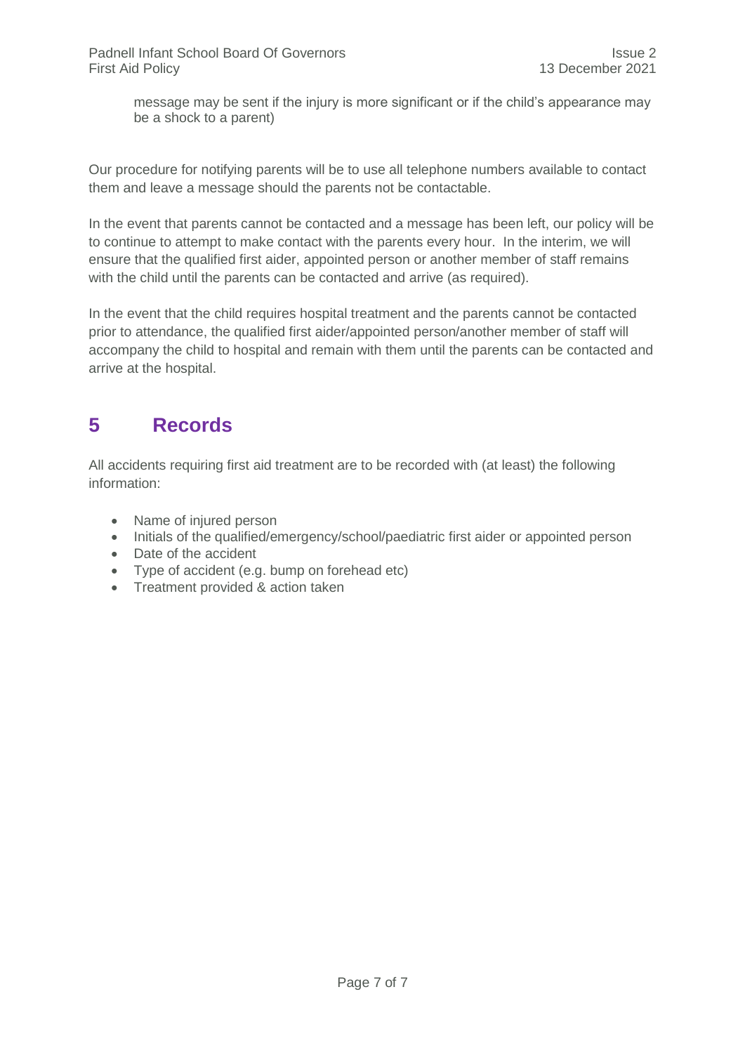message may be sent if the injury is more significant or if the child's appearance may be a shock to a parent)

Our procedure for notifying parents will be to use all telephone numbers available to contact them and leave a message should the parents not be contactable.

In the event that parents cannot be contacted and a message has been left, our policy will be to continue to attempt to make contact with the parents every hour. In the interim, we will ensure that the qualified first aider, appointed person or another member of staff remains with the child until the parents can be contacted and arrive (as required).

In the event that the child requires hospital treatment and the parents cannot be contacted prior to attendance, the qualified first aider/appointed person/another member of staff will accompany the child to hospital and remain with them until the parents can be contacted and arrive at the hospital.

## 5 Records

All accidents requiring first aid treatment are to be recorded with (at least) the following information:

- Name of injured person
- Initials of the qualified/emergency/school/paediatric first aider or appointed person
- Date of the accident
- Type of accident (e.g. bump on forehead etc)
- Treatment provided & action taken